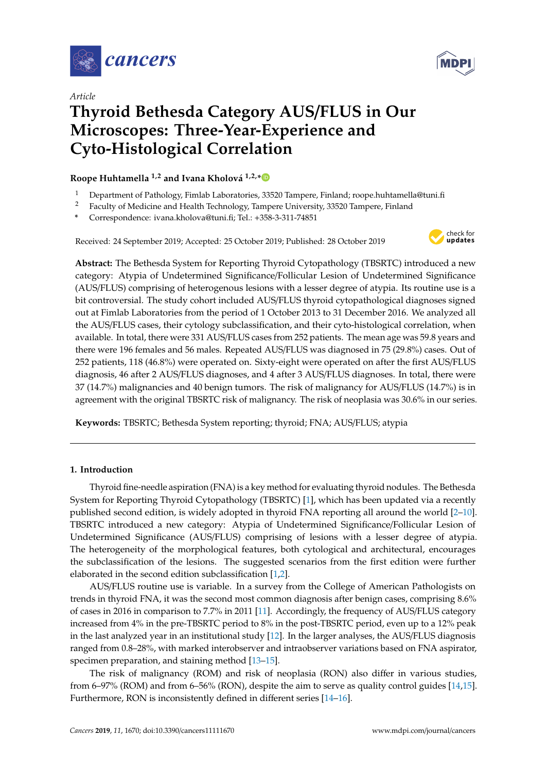*Article*

# Thyroid Bethesda Category AUS/FLUS in Our Microscopes: Three-Year-Experience and Cyto-Histological Correlation

**Roope Huhtamella [1,2] and Ivana Kholová [1,2,*]**

[1] Department of Pathology, Fimlab Laboratories, 33520 Tampere, Finland; roope.huhtamella@tuni.fi
[2] Faculty of Medicine and Health Technology, Tampere University, 33520 Tampere, Finland
\* Correspondence: ivana.kholova@tuni.fi; Tel.: +358-3-311-74851

Received: 24 September 2019; Accepted: 25 October 2019; Published: 28 October 2019

**Abstract:** The Bethesda System for Reporting Thyroid Cytopathology (TBSRTC) introduced a new category: Atypia of Undetermined Significance/Follicular Lesion of Undetermined Significance (AUS/FLUS) comprising of heterogenous lesions with a lesser degree of atypia. Its routine use is a bit controversial. The study cohort included AUS/FLUS thyroid cytopathological diagnoses signed out at Fimlab Laboratories from the period of 1 October 2013 to 31 December 2016. We analyzed all the AUS/FLUS cases, their cytology subclassification, and their cyto-histological correlation, when available. In total, there were 331 AUS/FLUS cases from 252 patients. The mean age was 59.8 years and there were 196 females and 56 males. Repeated AUS/FLUS was diagnosed in 75 (29.8%) cases. Out of 252 patients, 118 (46.8%) were operated on. Sixty-eight were operated on after the first AUS/FLUS diagnosis, 46 after 2 AUS/FLUS diagnoses, and 4 after 3 AUS/FLUS diagnoses. In total, there were 37 (14.7%) malignancies and 40 benign tumors. The risk of malignancy for AUS/FLUS (14.7%) is in agreement with the original TBSRTC risk of malignancy. The risk of neoplasia was 30.6% in our series.

**Keywords:** TBSRTC; Bethesda System reporting; thyroid; FNA; AUS/FLUS; atypia

## 1. Introduction

Thyroid fine-needle aspiration (FNA) is a key method for evaluating thyroid nodules. The Bethesda System for Reporting Thyroid Cytopathology (TBSRTC) [1], which has been updated via a recently published second edition, is widely adopted in thyroid FNA reporting all around the world [2–10]. TBSRTC introduced a new category: Atypia of Undetermined Significance/Follicular Lesion of Undetermined Significance (AUS/FLUS) comprising of lesions with a lesser degree of atypia. The heterogeneity of the morphological features, both cytological and architectural, encourages the subclassification of the lesions. The suggested scenarios from the first edition were further elaborated in the second edition subclassification [1,2].

AUS/FLUS routine use is variable. In a survey from the College of American Pathologists on trends in thyroid FNA, it was the second most common diagnosis after benign cases, comprising 8.6% of cases in 2016 in comparison to 7.7% in 2011 [11]. Accordingly, the frequency of AUS/FLUS category increased from 4% in the pre-TBSRTC period to 8% in the post-TBSRTC period, even up to a 12% peak in the last analyzed year in an institutional study [12]. In the larger analyses, the AUS/FLUS diagnosis ranged from 0.8–28%, with marked interobserver and intraobserver variations based on FNA aspirator, specimen preparation, and staining method [13–15].

The risk of malignancy (ROM) and risk of neoplasia (RON) also differ in various studies, from 6–97% (ROM) and from 6–56% (RON), despite the aim to serve as quality control guides [14,15]. Furthermore, RON is inconsistently defined in different series [14–16].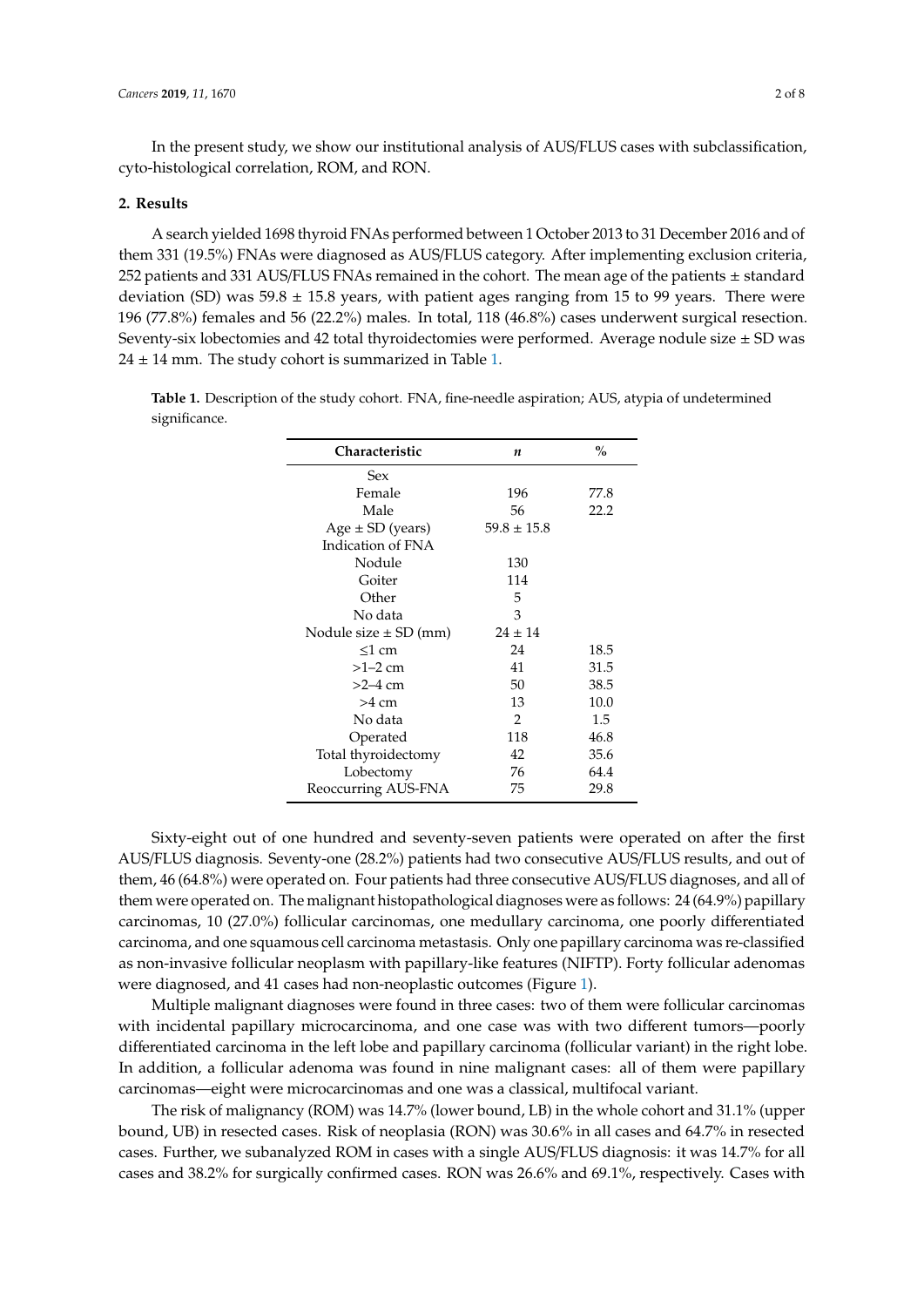In the present study, we show our institutional analysis of AUS/FLUS cases with subclassification, cyto-histological correlation, ROM, and RON.

## 2. Results

A search yielded 1698 thyroid FNAs performed between 1 October 2013 to 31 December 2016 and of them 331 (19.5%) FNAs were diagnosed as AUS/FLUS category. After implementing exclusion criteria, 252 patients and 331 AUS/FLUS FNAs remained in the cohort. The mean age of the patients ± standard deviation (SD) was 59.8 ± 15.8 years, with patient ages ranging from 15 to 99 years. There were 196 (77.8%) females and 56 (22.2%) males. In total, 118 (46.8%) cases underwent surgical resection. Seventy-six lobectomies and 42 total thyroidectomies were performed. Average nodule size ± SD was 24 ± 14 mm. The study cohort is summarized in Table 1.

**Table 1.** Description of the study cohort. FNA, fine-needle aspiration; AUS, atypia of undetermined significance.

| Characteristic | *n* | % |
|---|---|---|
| Sex | | |
| Female | 196 | 77.8 |
| Male | 56 | 22.2 |
| Age ± SD (years) | 59.8 ± 15.8 | |
| Indication of FNA | | |
| Nodule | 130 | |
| Goiter | 114 | |
| Other | 5 | |
| No data | 3 | |
| Nodule size ± SD (mm) | 24 ± 14 | |
| ≤1 cm | 24 | 18.5 |
| >1–2 cm | 41 | 31.5 |
| >2–4 cm | 50 | 38.5 |
| >4 cm | 13 | 10.0 |
| No data | 2 | 1.5 |
| Operated | 118 | 46.8 |
| Total thyroidectomy | 42 | 35.6 |
| Lobectomy | 76 | 64.4 |
| Reoccurring AUS-FNA | 75 | 29.8 |

Sixty-eight out of one hundred and seventy-seven patients were operated on after the first AUS/FLUS diagnosis. Seventy-one (28.2%) patients had two consecutive AUS/FLUS results, and out of them, 46 (64.8%) were operated on. Four patients had three consecutive AUS/FLUS diagnoses, and all of them were operated on. The malignant histopathological diagnoses were as follows: 24 (64.9%) papillary carcinomas, 10 (27.0%) follicular carcinomas, one medullary carcinoma, one poorly differentiated carcinoma, and one squamous cell carcinoma metastasis. Only one papillary carcinoma was re-classified as non-invasive follicular neoplasm with papillary-like features (NIFTP). Forty follicular adenomas were diagnosed, and 41 cases had non-neoplastic outcomes (Figure 1).

Multiple malignant diagnoses were found in three cases: two of them were follicular carcinomas with incidental papillary microcarcinoma, and one case was with two different tumors—poorly differentiated carcinoma in the left lobe and papillary carcinoma (follicular variant) in the right lobe. In addition, a follicular adenoma was found in nine malignant cases: all of them were papillary carcinomas—eight were microcarcinomas and one was a classical, multifocal variant.

The risk of malignancy (ROM) was 14.7% (lower bound, LB) in the whole cohort and 31.1% (upper bound, UB) in resected cases. Risk of neoplasia (RON) was 30.6% in all cases and 64.7% in resected cases. Further, we subanalyzed ROM in cases with a single AUS/FLUS diagnosis: it was 14.7% for all cases and 38.2% for surgically confirmed cases. RON was 26.6% and 69.1%, respectively. Cases with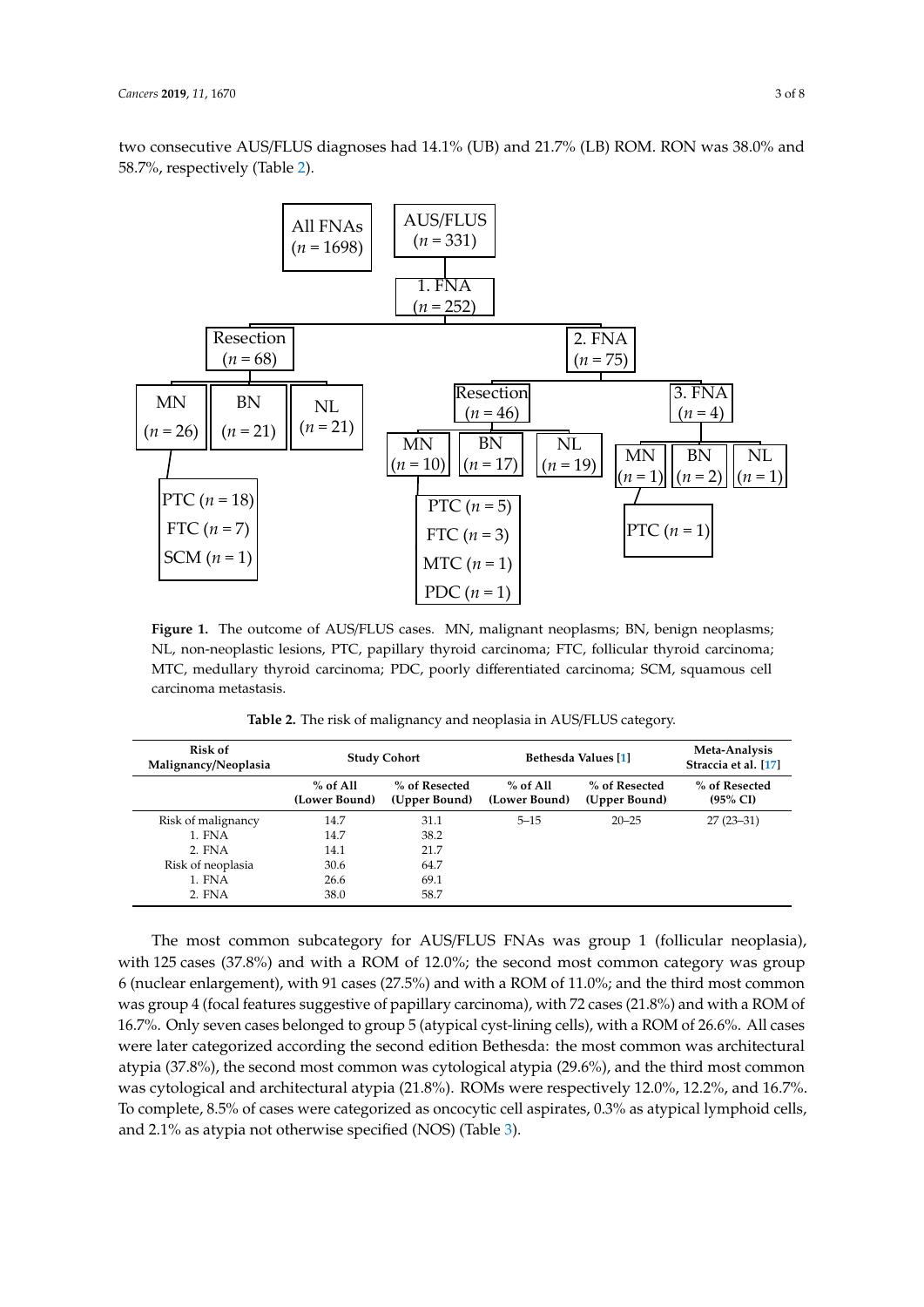two consecutive AUS/FLUS diagnoses had 14.1% (UB) and 21.7% (LB) ROM. RON was 38.0% and 58.7%, respectively (Table 2).

**Figure 1.** The outcome of AUS/FLUS cases. MN, malignant neoplasms; BN, benign neoplasms; NL, non-neoplastic lesions, PTC, papillary thyroid carcinoma; FTC, follicular thyroid carcinoma; MTC, medullary thyroid carcinoma; PDC, poorly differentiated carcinoma; SCM, squamous cell carcinoma metastasis.

**Table 2.** The risk of malignancy and neoplasia in AUS/FLUS category.

| Risk of Malignancy/Neoplasia | Study Cohort | | Bethesda Values [1] | | Meta-Analysis Straccia et al. [17] |
|---|---|---|---|---|---|
| | % of All (Lower Bound) | % of Resected (Upper Bound) | % of All (Lower Bound) | % of Resected (Upper Bound) | % of Resected (95% CI) |
| Risk of malignancy | 14.7 | 31.1 | 5–15 | 20–25 | 27 (23–31) |
| 1. FNA | 14.7 | 38.2 | | | |
| 2. FNA | 14.1 | 21.7 | | | |
| Risk of neoplasia | 30.6 | 64.7 | | | |
| 1. FNA | 26.6 | 69.1 | | | |
| 2. FNA | 38.0 | 58.7 | | | |

The most common subcategory for AUS/FLUS FNAs was group 1 (follicular neoplasia), with 125 cases (37.8%) and with a ROM of 12.0%; the second most common category was group 6 (nuclear enlargement), with 91 cases (27.5%) and with a ROM of 11.0%; and the third most common was group 4 (focal features suggestive of papillary carcinoma), with 72 cases (21.8%) and with a ROM of 16.7%. Only seven cases belonged to group 5 (atypical cyst-lining cells), with a ROM of 26.6%. All cases were later categorized according the second edition Bethesda: the most common was architectural atypia (37.8%), the second most common was cytological atypia (29.6%), and the third most common was cytological and architectural atypia (21.8%). ROMs were respectively 12.0%, 12.2%, and 16.7%. To complete, 8.5% of cases were categorized as oncocytic cell aspirates, 0.3% as atypical lymphoid cells, and 2.1% as atypia not otherwise specified (NOS) (Table 3).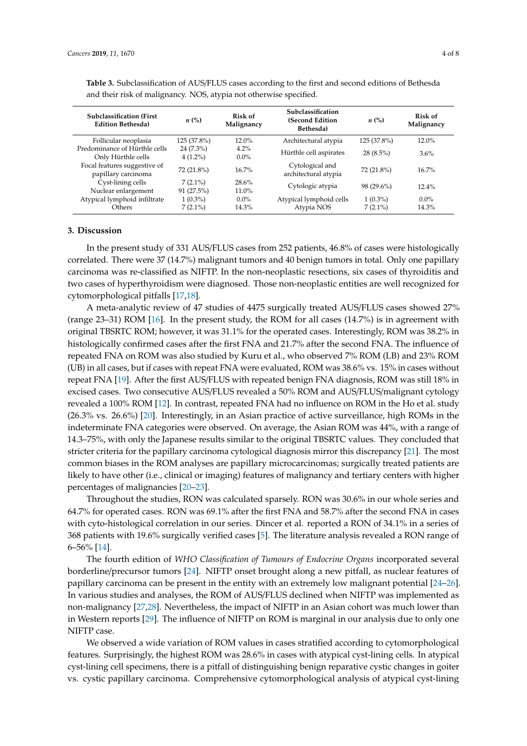**Table 3.** Subclassification of AUS/FLUS cases according to the first and second editions of Bethesda and their risk of malignancy. NOS, atypia not otherwise specified.

| Subclassification (First Edition Bethesda) | n (%) | Risk of Malignancy | Subclassification (Second Edition Bethesda) | n (%) | Risk of Malignancy |
|---|---|---|---|---|---|
| Follicular neoplasia | 125 (37.8%) | 12.0% | Architectural atypia | 125 (37.8%) | 12.0% |
| Predominance of Hürthle cells | 24 (7.3%) | 4.2% | Hürthle cell aspirates | 28 (8.5%) | 3.6% |
| Only Hürthle cells | 4 (1.2%) | 0.0% | | | |
| Focal features suggestive of papillary carcinoma | 72 (21.8%) | 16.7% | Cytological and architectural atypia | 72 (21.8%) | 16.7% |
| Cyst-lining cells | 7 (2.1%) | 28.6% | Cytologic atypia | 98 (29.6%) | 12.4% |
| Nuclear enlargement | 91 (27.5%) | 11.0% | | | |
| Atypical lymphoid infiltrate | 1 (0.3%) | 0.0% | Atypical lymphoid cells | 1 (0.3%) | 0.0% |
| Others | 7 (2.1%) | 14.3% | Atypia NOS | 7 (2.1%) | 14.3% |

## 3. Discussion

In the present study of 331 AUS/FLUS cases from 252 patients, 46.8% of cases were histologically correlated. There were 37 (14.7%) malignant tumors and 40 benign tumors in total. Only one papillary carcinoma was re-classified as NIFTP. In the non-neoplastic resections, six cases of thyroiditis and two cases of hyperthyroidism were diagnosed. Those non-neoplastic entities are well recognized for cytomorphological pitfalls [17,18].

A meta-analytic review of 47 studies of 4475 surgically treated AUS/FLUS cases showed 27% (range 23–31) ROM [16]. In the present study, the ROM for all cases (14.7%) is in agreement with original TBSRTC ROM; however, it was 31.1% for the operated cases. Interestingly, ROM was 38.2% in histologically confirmed cases after the first FNA and 21.7% after the second FNA. The influence of repeated FNA on ROM was also studied by Kuru et al., who observed 7% ROM (LB) and 23% ROM (UB) in all cases, but if cases with repeat FNA were evaluated, ROM was 38.6% vs. 15% in cases without repeat FNA [19]. After the first AUS/FLUS with repeated benign FNA diagnosis, ROM was still 18% in excised cases. Two consecutive AUS/FLUS revealed a 50% ROM and AUS/FLUS/malignant cytology revealed a 100% ROM [12]. In contrast, repeated FNA had no influence on ROM in the Ho et al. study (26.3% vs. 26.6%) [20]. Interestingly, in an Asian practice of active surveillance, high ROMs in the indeterminate FNA categories were observed. On average, the Asian ROM was 44%, with a range of 14.3–75%, with only the Japanese results similar to the original TBSRTC values. They concluded that stricter criteria for the papillary carcinoma cytological diagnosis mirror this discrepancy [21]. The most common biases in the ROM analyses are papillary microcarcinomas; surgically treated patients are likely to have other (i.e., clinical or imaging) features of malignancy and tertiary centers with higher percentages of malignancies [20–23].

Throughout the studies, RON was calculated sparsely. RON was 30.6% in our whole series and 64.7% for operated cases. RON was 69.1% after the first FNA and 58.7% after the second FNA in cases with cyto-histological correlation in our series. Dincer et al. reported a RON of 34.1% in a series of 368 patients with 19.6% surgically verified cases [5]. The literature analysis revealed a RON range of 6–56% [14].

The fourth edition of *WHO Classification of Tumours of Endocrine Organs* incorporated several borderline/precursor tumors [24]. NIFTP onset brought along a new pitfall, as nuclear features of papillary carcinoma can be present in the entity with an extremely low malignant potential [24–26]. In various studies and analyses, the ROM of AUS/FLUS declined when NIFTP was implemented as non-malignancy [27,28]. Nevertheless, the impact of NIFTP in an Asian cohort was much lower than in Western reports [29]. The influence of NIFTP on ROM is marginal in our analysis due to only one NIFTP case.

We observed a wide variation of ROM values in cases stratified according to cytomorphological features. Surprisingly, the highest ROM was 28.6% in cases with atypical cyst-lining cells. In atypical cyst-lining cell specimens, there is a pitfall of distinguishing benign reparative cystic changes in goiter vs. cystic papillary carcinoma. Comprehensive cytomorphological analysis of atypical cyst-lining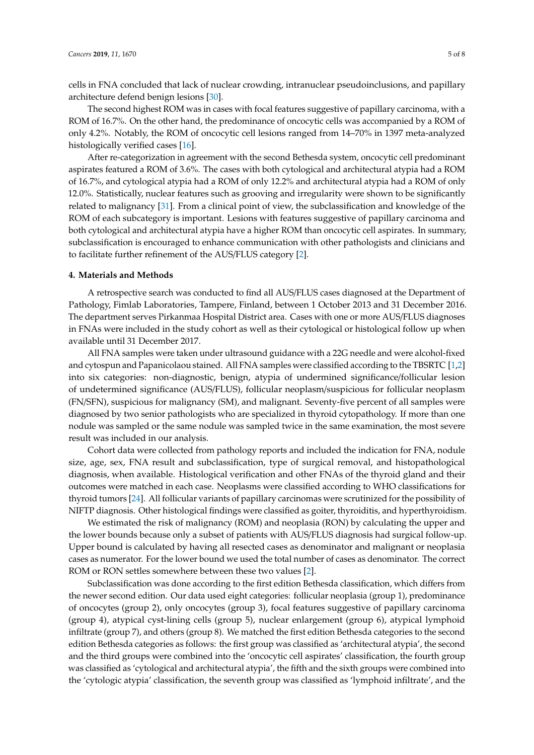cells in FNA concluded that lack of nuclear crowding, intranuclear pseudoinclusions, and papillary architecture defend benign lesions [30].

The second highest ROM was in cases with focal features suggestive of papillary carcinoma, with a ROM of 16.7%. On the other hand, the predominance of oncocytic cells was accompanied by a ROM of only 4.2%. Notably, the ROM of oncocytic cell lesions ranged from 14–70% in 1397 meta-analyzed histologically verified cases [16].

After re-categorization in agreement with the second Bethesda system, oncocytic cell predominant aspirates featured a ROM of 3.6%. The cases with both cytological and architectural atypia had a ROM of 16.7%, and cytological atypia had a ROM of only 12.2% and architectural atypia had a ROM of only 12.0%. Statistically, nuclear features such as grooving and irregularity were shown to be significantly related to malignancy [31]. From a clinical point of view, the subclassification and knowledge of the ROM of each subcategory is important. Lesions with features suggestive of papillary carcinoma and both cytological and architectural atypia have a higher ROM than oncocytic cell aspirates. In summary, subclassification is encouraged to enhance communication with other pathologists and clinicians and to facilitate further refinement of the AUS/FLUS category [2].

## 4. Materials and Methods

A retrospective search was conducted to find all AUS/FLUS cases diagnosed at the Department of Pathology, Fimlab Laboratories, Tampere, Finland, between 1 October 2013 and 31 December 2016. The department serves Pirkanmaa Hospital District area. Cases with one or more AUS/FLUS diagnoses in FNAs were included in the study cohort as well as their cytological or histological follow up when available until 31 December 2017.

All FNA samples were taken under ultrasound guidance with a 22G needle and were alcohol-fixed and cytospun and Papanicolaou stained. All FNA samples were classified according to the TBSRTC [1,2] into six categories: non-diagnostic, benign, atypia of undermined significance/follicular lesion of undetermined significance (AUS/FLUS), follicular neoplasm/suspicious for follicular neoplasm (FN/SFN), suspicious for malignancy (SM), and malignant. Seventy-five percent of all samples were diagnosed by two senior pathologists who are specialized in thyroid cytopathology. If more than one nodule was sampled or the same nodule was sampled twice in the same examination, the most severe result was included in our analysis.

Cohort data were collected from pathology reports and included the indication for FNA, nodule size, age, sex, FNA result and subclassification, type of surgical removal, and histopathological diagnosis, when available. Histological verification and other FNAs of the thyroid gland and their outcomes were matched in each case. Neoplasms were classified according to WHO classifications for thyroid tumors [24]. All follicular variants of papillary carcinomas were scrutinized for the possibility of NIFTP diagnosis. Other histological findings were classified as goiter, thyroiditis, and hyperthyroidism.

We estimated the risk of malignancy (ROM) and neoplasia (RON) by calculating the upper and the lower bounds because only a subset of patients with AUS/FLUS diagnosis had surgical follow-up. Upper bound is calculated by having all resected cases as denominator and malignant or neoplasia cases as numerator. For the lower bound we used the total number of cases as denominator. The correct ROM or RON settles somewhere between these two values [2].

Subclassification was done according to the first edition Bethesda classification, which differs from the newer second edition. Our data used eight categories: follicular neoplasia (group 1), predominance of oncocytes (group 2), only oncocytes (group 3), focal features suggestive of papillary carcinoma (group 4), atypical cyst-lining cells (group 5), nuclear enlargement (group 6), atypical lymphoid infiltrate (group 7), and others (group 8). We matched the first edition Bethesda categories to the second edition Bethesda categories as follows: the first group was classified as 'architectural atypia', the second and the third groups were combined into the 'oncocytic cell aspirates' classification, the fourth group was classified as 'cytological and architectural atypia', the fifth and the sixth groups were combined into the 'cytologic atypia' classification, the seventh group was classified as 'lymphoid infiltrate', and the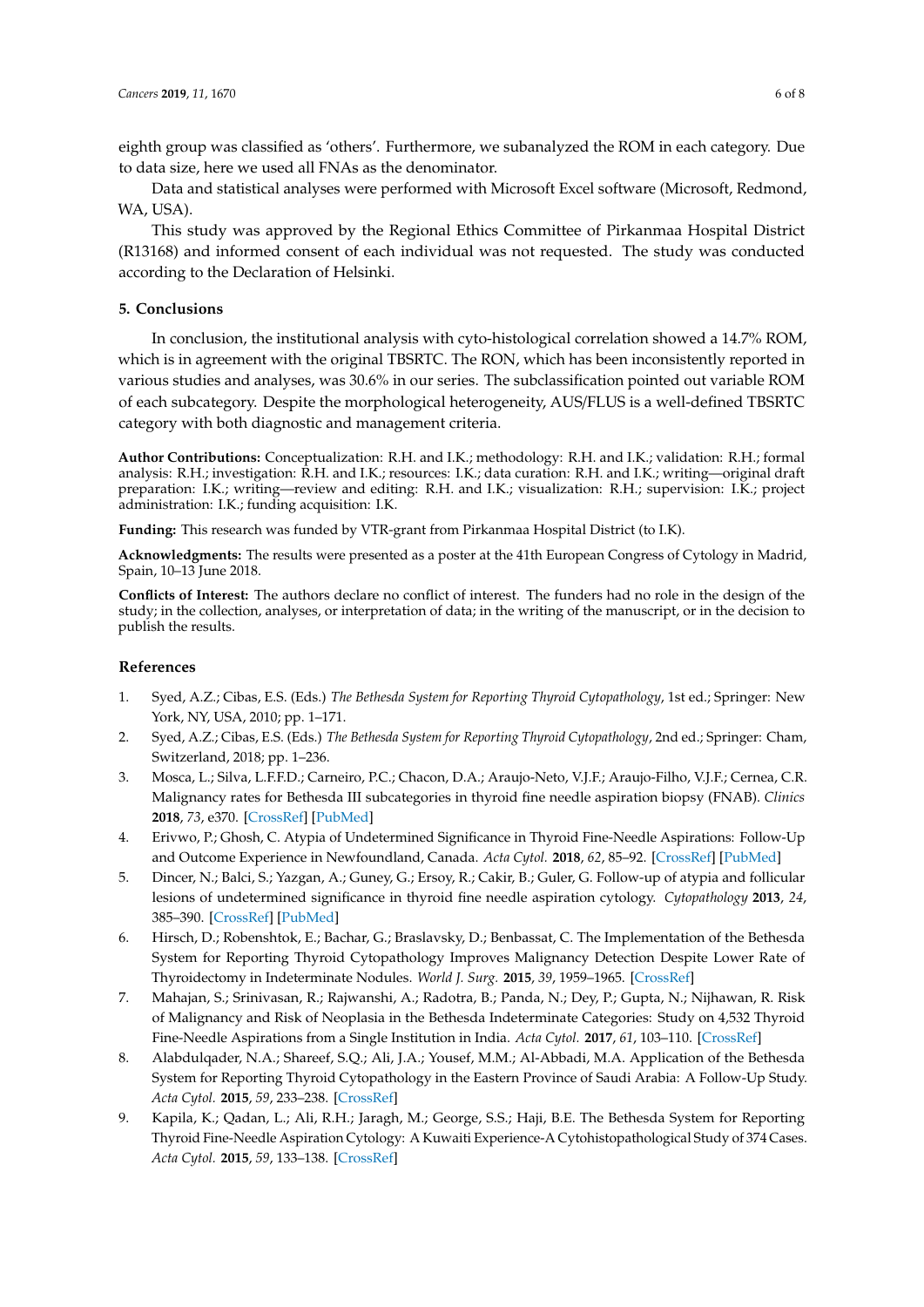eighth group was classified as 'others'. Furthermore, we subanalyzed the ROM in each category. Due to data size, here we used all FNAs as the denominator.

Data and statistical analyses were performed with Microsoft Excel software (Microsoft, Redmond, WA, USA).

This study was approved by the Regional Ethics Committee of Pirkanmaa Hospital District (R13168) and informed consent of each individual was not requested. The study was conducted according to the Declaration of Helsinki.

## 5. Conclusions

In conclusion, the institutional analysis with cyto-histological correlation showed a 14.7% ROM, which is in agreement with the original TBSRTC. The RON, which has been inconsistently reported in various studies and analyses, was 30.6% in our series. The subclassification pointed out variable ROM of each subcategory. Despite the morphological heterogeneity, AUS/FLUS is a well-defined TBSRTC category with both diagnostic and management criteria.

**Author Contributions:** Conceptualization: R.H. and I.K.; methodology: R.H. and I.K.; validation: R.H.; formal analysis: R.H.; investigation: R.H. and I.K.; resources: I.K.; data curation: R.H. and I.K.; writing—original draft preparation: I.K.; writing—review and editing: R.H. and I.K.; visualization: R.H.; supervision: I.K.; project administration: I.K.; funding acquisition: I.K.

**Funding:** This research was funded by VTR-grant from Pirkanmaa Hospital District (to I.K).

**Acknowledgments:** The results were presented as a poster at the 41th European Congress of Cytology in Madrid, Spain, 10–13 June 2018.

**Conflicts of Interest:** The authors declare no conflict of interest. The funders had no role in the design of the study; in the collection, analyses, or interpretation of data; in the writing of the manuscript, or in the decision to publish the results.

## References

1. Syed, A.Z.; Cibas, E.S. (Eds.) *The Bethesda System for Reporting Thyroid Cytopathology*, 1st ed.; Springer: New York, NY, USA, 2010; pp. 1–171.
2. Syed, A.Z.; Cibas, E.S. (Eds.) *The Bethesda System for Reporting Thyroid Cytopathology*, 2nd ed.; Springer: Cham, Switzerland, 2018; pp. 1–236.
3. Mosca, L.; Silva, L.F.F.D.; Carneiro, P.C.; Chacon, D.A.; Araujo-Neto, V.J.F.; Araujo-Filho, V.J.F.; Cernea, C.R. Malignancy rates for Bethesda III subcategories in thyroid fine needle aspiration biopsy (FNAB). *Clinics* **2018**, *73*, e370. [CrossRef] [PubMed]
4. Erivwo, P.; Ghosh, C. Atypia of Undetermined Significance in Thyroid Fine-Needle Aspirations: Follow-Up and Outcome Experience in Newfoundland, Canada. *Acta Cytol.* **2018**, *62*, 85–92. [CrossRef] [PubMed]
5. Dincer, N.; Balci, S.; Yazgan, A.; Guney, G.; Ersoy, R.; Cakir, B.; Guler, G. Follow-up of atypia and follicular lesions of undetermined significance in thyroid fine needle aspiration cytology. *Cytopathology* **2013**, *24*, 385–390. [CrossRef] [PubMed]
6. Hirsch, D.; Robenshtok, E.; Bachar, G.; Braslavsky, D.; Benbassat, C. The Implementation of the Bethesda System for Reporting Thyroid Cytopathology Improves Malignancy Detection Despite Lower Rate of Thyroidectomy in Indeterminate Nodules. *World J. Surg.* **2015**, *39*, 1959–1965. [CrossRef]
7. Mahajan, S.; Srinivasan, R.; Rajwanshi, A.; Radotra, B.; Panda, N.; Dey, P.; Gupta, N.; Nijhawan, R. Risk of Malignancy and Risk of Neoplasia in the Bethesda Indeterminate Categories: Study on 4,532 Thyroid Fine-Needle Aspirations from a Single Institution in India. *Acta Cytol.* **2017**, *61*, 103–110. [CrossRef]
8. Alabdulqader, N.A.; Shareef, S.Q.; Ali, J.A.; Yousef, M.M.; Al-Abbadi, M.A. Application of the Bethesda System for Reporting Thyroid Cytopathology in the Eastern Province of Saudi Arabia: A Follow-Up Study. *Acta Cytol.* **2015**, *59*, 233–238. [CrossRef]
9. Kapila, K.; Qadan, L.; Ali, R.H.; Jaragh, M.; George, S.S.; Haji, B.E. The Bethesda System for Reporting Thyroid Fine-Needle Aspiration Cytology: A Kuwaiti Experience-A Cytohistopathological Study of 374 Cases. *Acta Cytol.* **2015**, *59*, 133–138. [CrossRef]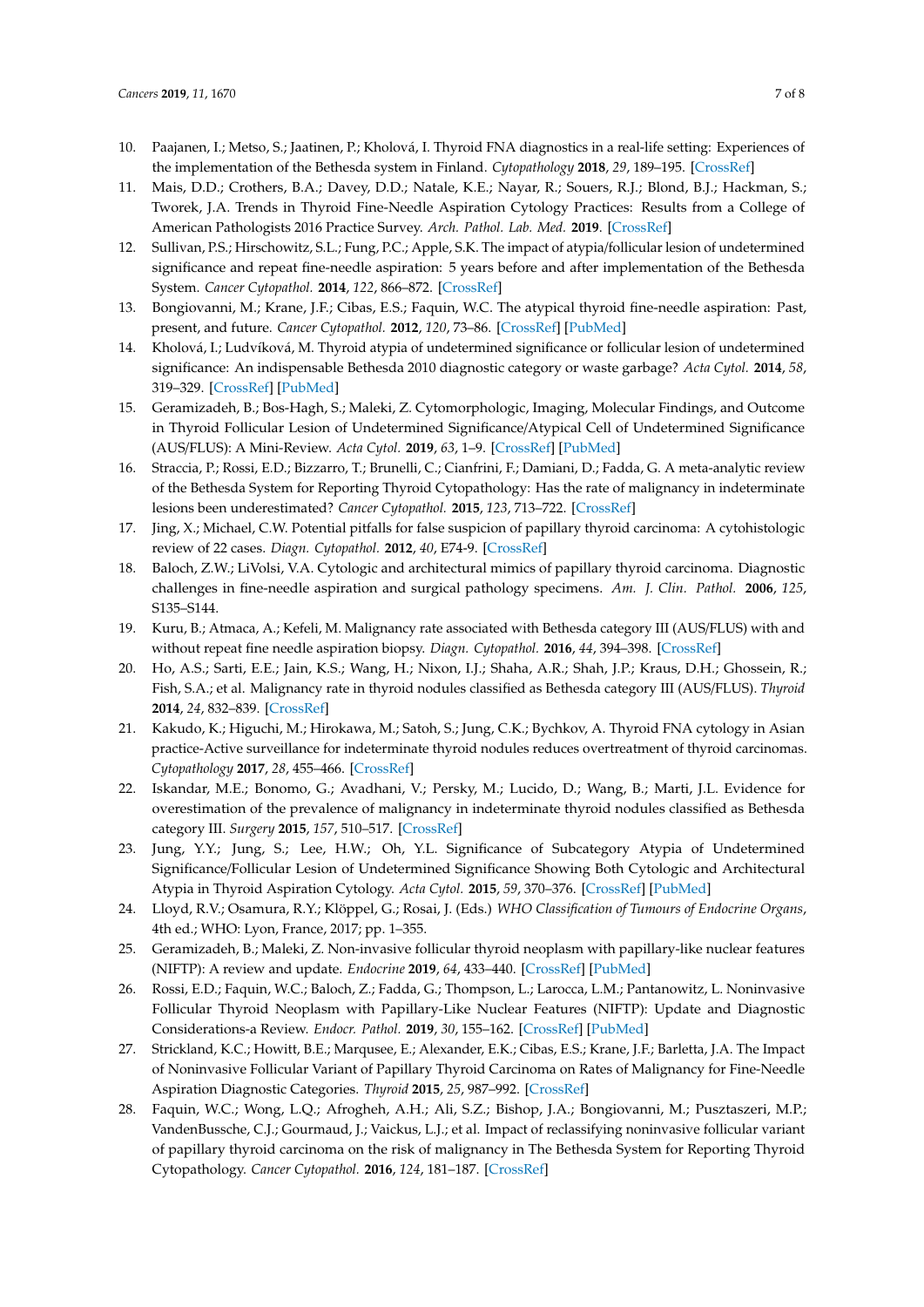10. Paajanen, I.; Metso, S.; Jaatinen, P.; Kholová, I. Thyroid FNA diagnostics in a real-life setting: Experiences of the implementation of the Bethesda system in Finland. *Cytopathology* **2018**, *29*, 189–195. [CrossRef]
11. Mais, D.D.; Crothers, B.A.; Davey, D.D.; Natale, K.E.; Nayar, R.; Souers, R.J.; Blond, B.J.; Hackman, S.; Tworek, J.A. Trends in Thyroid Fine-Needle Aspiration Cytology Practices: Results from a College of American Pathologists 2016 Practice Survey. *Arch. Pathol. Lab. Med.* **2019**. [CrossRef]
12. Sullivan, P.S.; Hirschowitz, S.L.; Fung, P.C.; Apple, S.K. The impact of atypia/follicular lesion of undetermined significance and repeat fine-needle aspiration: 5 years before and after implementation of the Bethesda System. *Cancer Cytopathol.* **2014**, *122*, 866–872. [CrossRef]
13. Bongiovanni, M.; Krane, J.F.; Cibas, E.S.; Faquin, W.C. The atypical thyroid fine-needle aspiration: Past, present, and future. *Cancer Cytopathol.* **2012**, *120*, 73–86. [CrossRef] [PubMed]
14. Kholová, I.; Ludvíková, M. Thyroid atypia of undetermined significance or follicular lesion of undetermined significance: An indispensable Bethesda 2010 diagnostic category or waste garbage? *Acta Cytol.* **2014**, *58*, 319–329. [CrossRef] [PubMed]
15. Geramizadeh, B.; Bos-Hagh, S.; Maleki, Z. Cytomorphologic, Imaging, Molecular Findings, and Outcome in Thyroid Follicular Lesion of Undetermined Significance/Atypical Cell of Undetermined Significance (AUS/FLUS): A Mini-Review. *Acta Cytol.* **2019**, *63*, 1–9. [CrossRef] [PubMed]
16. Straccia, P.; Rossi, E.D.; Bizzarro, T.; Brunelli, C.; Cianfrini, F.; Damiani, D.; Fadda, G. A meta-analytic review of the Bethesda System for Reporting Thyroid Cytopathology: Has the rate of malignancy in indeterminate lesions been underestimated? *Cancer Cytopathol.* **2015**, *123*, 713–722. [CrossRef]
17. Jing, X.; Michael, C.W. Potential pitfalls for false suspicion of papillary thyroid carcinoma: A cytohistologic review of 22 cases. *Diagn. Cytopathol.* **2012**, *40*, E74-9. [CrossRef]
18. Baloch, Z.W.; LiVolsi, V.A. Cytologic and architectural mimics of papillary thyroid carcinoma. Diagnostic challenges in fine-needle aspiration and surgical pathology specimens. *Am. J. Clin. Pathol.* **2006**, *125*, S135–S144.
19. Kuru, B.; Atmaca, A.; Kefeli, M. Malignancy rate associated with Bethesda category III (AUS/FLUS) with and without repeat fine needle aspiration biopsy. *Diagn. Cytopathol.* **2016**, *44*, 394–398. [CrossRef]
20. Ho, A.S.; Sarti, E.E.; Jain, K.S.; Wang, H.; Nixon, I.J.; Shaha, A.R.; Shah, J.P.; Kraus, D.H.; Ghossein, R.; Fish, S.A.; et al. Malignancy rate in thyroid nodules classified as Bethesda category III (AUS/FLUS). *Thyroid* **2014**, *24*, 832–839. [CrossRef]
21. Kakudo, K.; Higuchi, M.; Hirokawa, M.; Satoh, S.; Jung, C.K.; Bychkov, A. Thyroid FNA cytology in Asian practice-Active surveillance for indeterminate thyroid nodules reduces overtreatment of thyroid carcinomas. *Cytopathology* **2017**, *28*, 455–466. [CrossRef]
22. Iskandar, M.E.; Bonomo, G.; Avadhani, V.; Persky, M.; Lucido, D.; Wang, B.; Marti, J.L. Evidence for overestimation of the prevalence of malignancy in indeterminate thyroid nodules classified as Bethesda category III. *Surgery* **2015**, *157*, 510–517. [CrossRef]
23. Jung, Y.Y.; Jung, S.; Lee, H.W.; Oh, Y.L. Significance of Subcategory Atypia of Undetermined Significance/Follicular Lesion of Undetermined Significance Showing Both Cytologic and Architectural Atypia in Thyroid Aspiration Cytology. *Acta Cytol.* **2015**, *59*, 370–376. [CrossRef] [PubMed]
24. Lloyd, R.V.; Osamura, R.Y.; Klöppel, G.; Rosai, J. (Eds.) *WHO Classification of Tumours of Endocrine Organs*, 4th ed.; WHO: Lyon, France, 2017; pp. 1–355.
25. Geramizadeh, B.; Maleki, Z. Non-invasive follicular thyroid neoplasm with papillary-like nuclear features (NIFTP): A review and update. *Endocrine* **2019**, *64*, 433–440. [CrossRef] [PubMed]
26. Rossi, E.D.; Faquin, W.C.; Baloch, Z.; Fadda, G.; Thompson, L.; Larocca, L.M.; Pantanowitz, L. Noninvasive Follicular Thyroid Neoplasm with Papillary-Like Nuclear Features (NIFTP): Update and Diagnostic Considerations-a Review. *Endocr. Pathol.* **2019**, *30*, 155–162. [CrossRef] [PubMed]
27. Strickland, K.C.; Howitt, B.E.; Marqusee, E.; Alexander, E.K.; Cibas, E.S.; Krane, J.F.; Barletta, J.A. The Impact of Noninvasive Follicular Variant of Papillary Thyroid Carcinoma on Rates of Malignancy for Fine-Needle Aspiration Diagnostic Categories. *Thyroid* **2015**, *25*, 987–992. [CrossRef]
28. Faquin, W.C.; Wong, L.Q.; Afrogheh, A.H.; Ali, S.Z.; Bishop, J.A.; Bongiovanni, M.; Pusztaszeri, M.P.; VandenBussche, C.J.; Gourmaud, J.; Vaickus, L.J.; et al. Impact of reclassifying noninvasive follicular variant of papillary thyroid carcinoma on the risk of malignancy in The Bethesda System for Reporting Thyroid Cytopathology. *Cancer Cytopathol.* **2016**, *124*, 181–187. [CrossRef]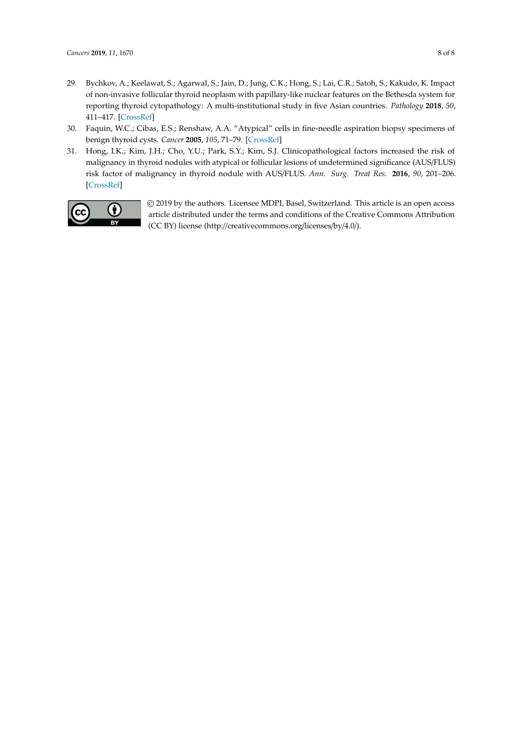29. Bychkov, A.; Keelawat, S.; Agarwal, S.; Jain, D.; Jung, C.K.; Hong, S.; Lai, C.R.; Satoh, S.; Kakudo, K. Impact of non-invasive follicular thyroid neoplasm with papillary-like nuclear features on the Bethesda system for reporting thyroid cytopathology: A multi-institutional study in five Asian countries. *Pathology* **2018**, *50*, 411–417. [CrossRef]
30. Faquin, W.C.; Cibas, E.S.; Renshaw, A.A. "Atypical" cells in fine-needle aspiration biopsy specimens of benign thyroid cysts. *Cancer* **2005**, *105*, 71–79. [CrossRef]
31. Hong, I.K.; Kim, J.H.; Cho, Y.U.; Park, S.Y.; Kim, S.J. Clinicopathological factors increased the risk of malignancy in thyroid nodules with atypical or follicular lesions of undetermined significance (AUS/FLUS) risk factor of malignancy in thyroid nodule with AUS/FLUS. *Ann. Surg. Treat Res.* **2016**, *90*, 201–206. [CrossRef]

© 2019 by the authors. Licensee MDPI, Basel, Switzerland. This article is an open access article distributed under the terms and conditions of the Creative Commons Attribution (CC BY) license (http://creativecommons.org/licenses/by/4.0/).